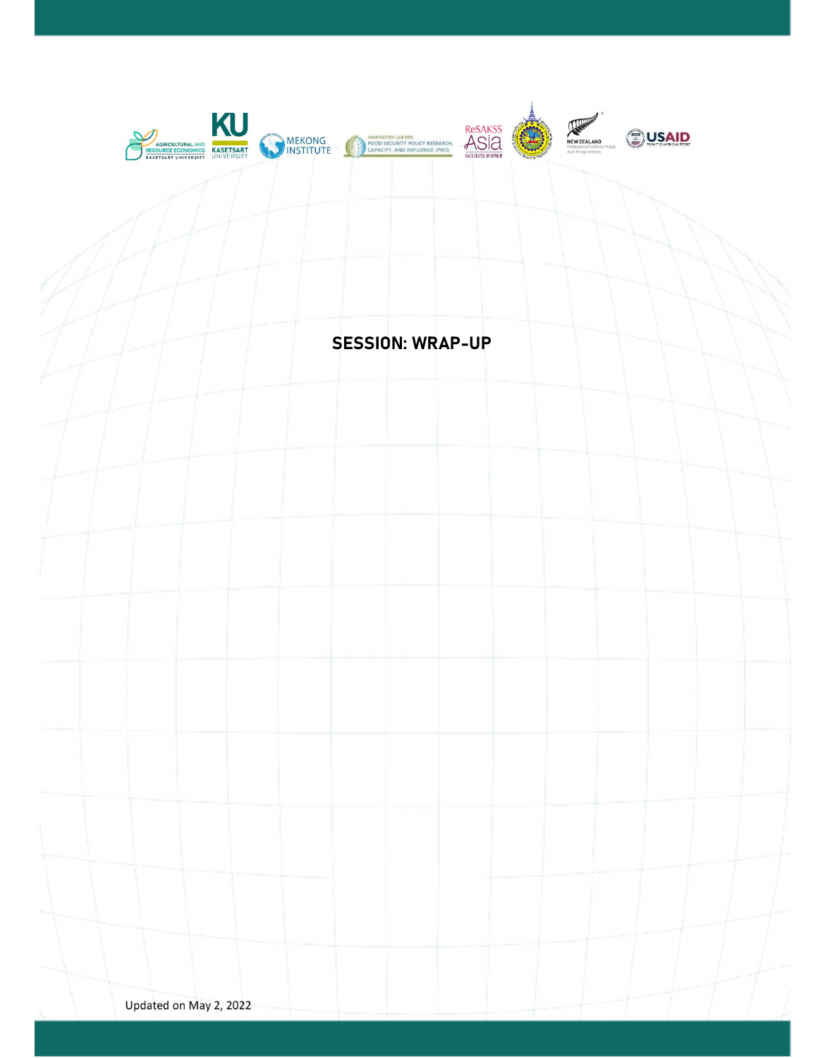# SESSION: WRAP-UP

Updated on May 2, 2022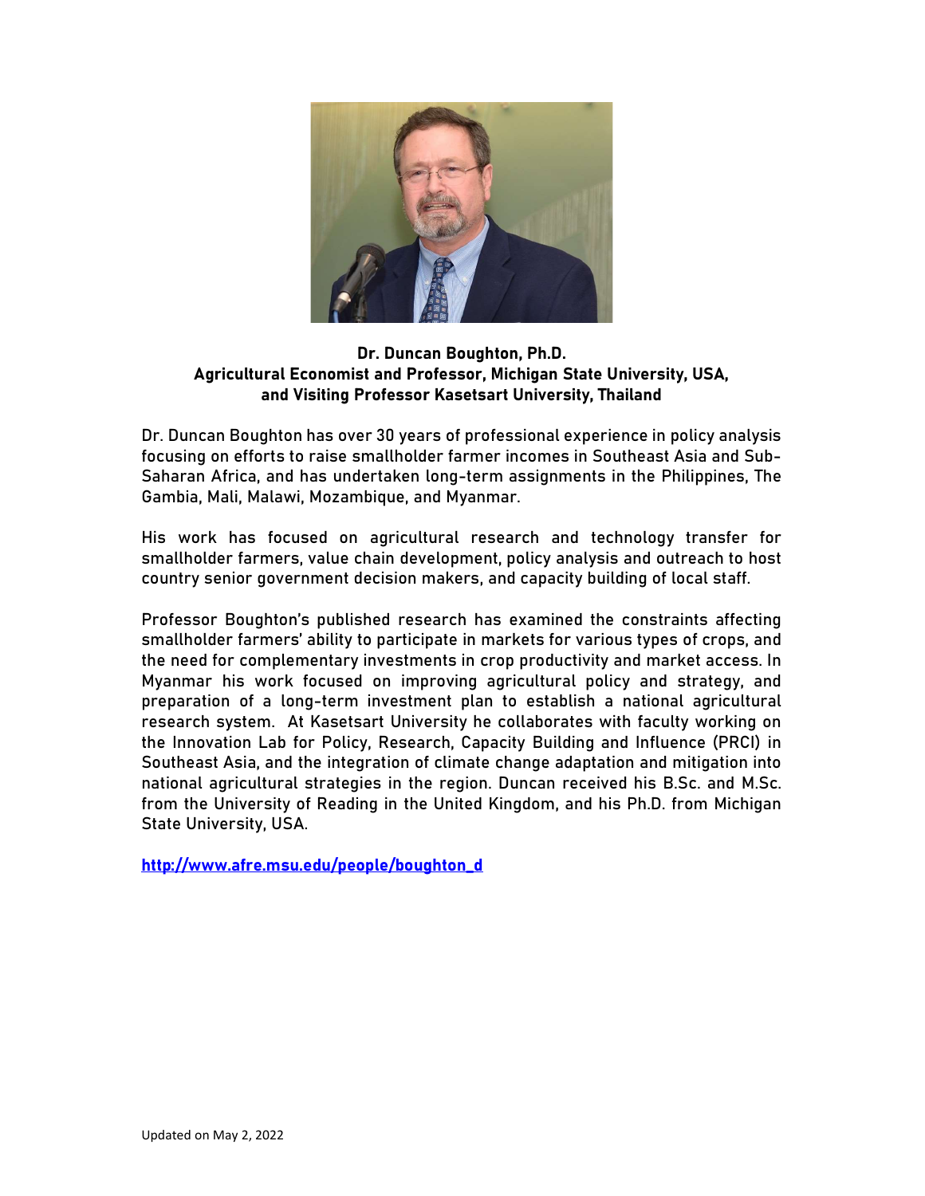**Dr. Duncan Boughton, Ph.D.**
**Agricultural Economist and Professor, Michigan State University, USA,**
**and Visiting Professor Kasetsart University, Thailand**

Dr. Duncan Boughton has over 30 years of professional experience in policy analysis focusing on efforts to raise smallholder farmer incomes in Southeast Asia and Sub-Saharan Africa, and has undertaken long-term assignments in the Philippines, The Gambia, Mali, Malawi, Mozambique, and Myanmar.

His work has focused on agricultural research and technology transfer for smallholder farmers, value chain development, policy analysis and outreach to host country senior government decision makers, and capacity building of local staff.

Professor Boughton's published research has examined the constraints affecting smallholder farmers' ability to participate in markets for various types of crops, and the need for complementary investments in crop productivity and market access. In Myanmar his work focused on improving agricultural policy and strategy, and preparation of a long-term investment plan to establish a national agricultural research system. At Kasetsart University he collaborates with faculty working on the Innovation Lab for Policy, Research, Capacity Building and Influence (PRCI) in Southeast Asia, and the integration of climate change adaptation and mitigation into national agricultural strategies in the region. Duncan received his B.Sc. and M.Sc. from the University of Reading in the United Kingdom, and his Ph.D. from Michigan State University, USA.

**http://www.afre.msu.edu/people/boughton_d**

Updated on May 2, 2022